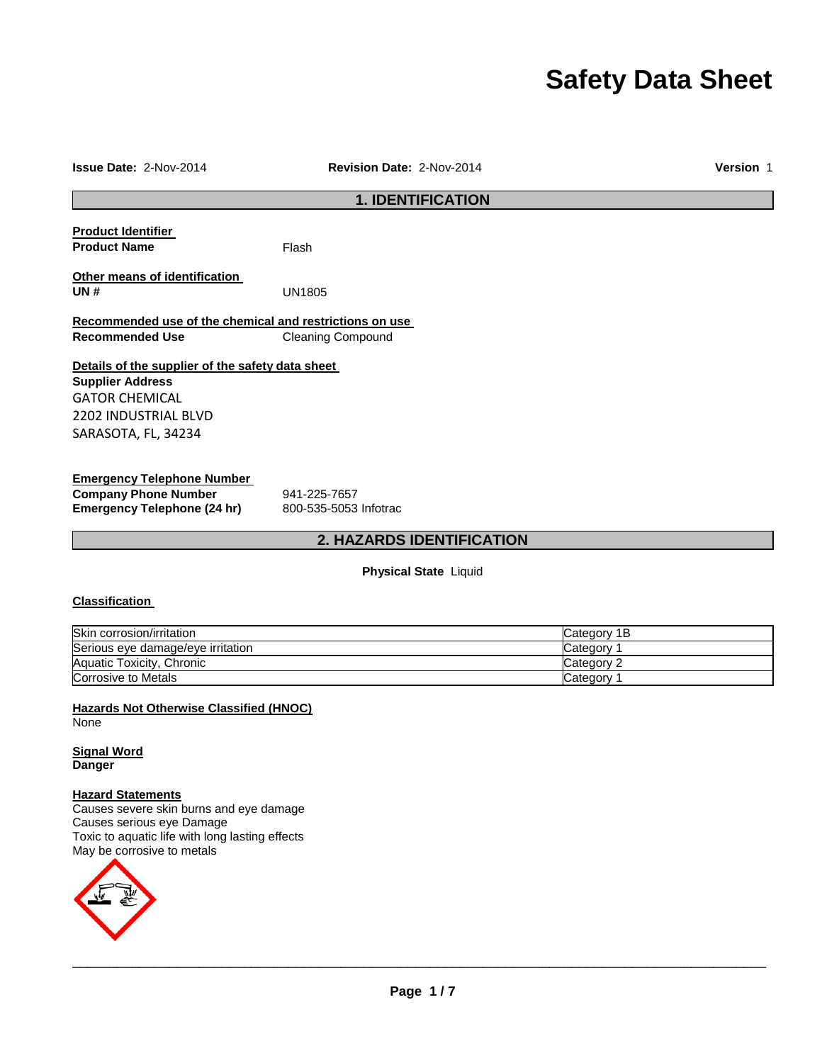# Safety Data Sheet

**Issue Date:** 2-Nov-2014 **Revision Date:** 2-Nov-2014 **Version** 1

## 1. IDENTIFICATION

**Product Identifier**

**Product Name** Flash

**Other means of identification**

**UN #** UN1805

**Recommended use of the chemical and restrictions on use**

**Recommended Use** Cleaning Compound

**Details of the supplier of the safety data sheet**

**Supplier Address**

GATOR CHEMICAL
2202 INDUSTRIAL BLVD
SARASOTA, FL, 34234

**Emergency Telephone Number**

**Company Phone Number** 941-225-7657

**Emergency Telephone (24 hr)** 800-535-5053 Infotrac

## 2. HAZARDS IDENTIFICATION

**Physical State** Liquid

**Classification**

| | |
|---|---|
| Skin corrosion/irritation | Category 1B |
| Serious eye damage/eye irritation | Category 1 |
| Aquatic Toxicity, Chronic | Category 2 |
| Corrosive to Metals | Category 1 |

**Hazards Not Otherwise Classified (HNOC)**

None

**Signal Word**

**Danger**

**Hazard Statements**

Causes severe skin burns and eye damage
Causes serious eye Damage
Toxic to aquatic life with long lasting effects
May be corrosive to metals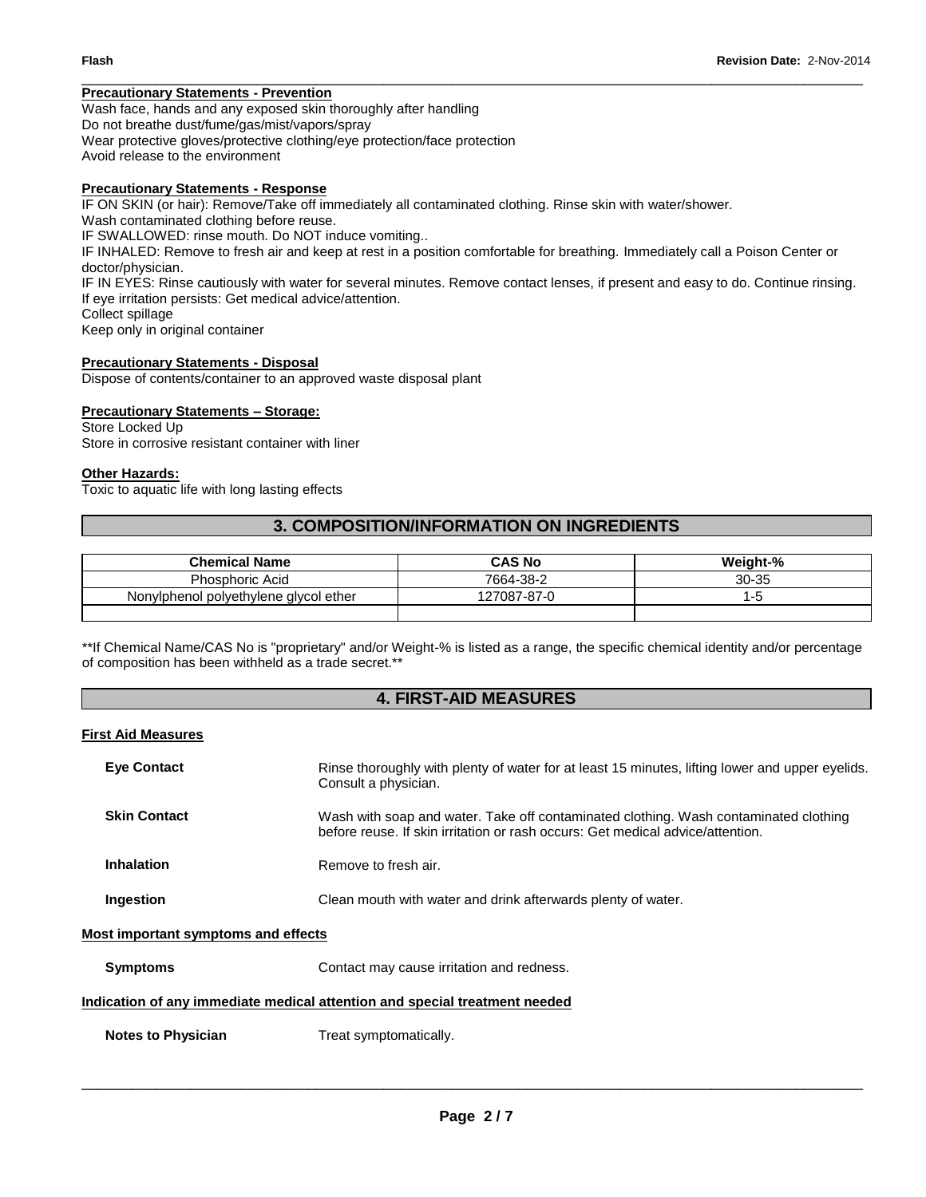**Precautionary Statements - Prevention**

Wash face, hands and any exposed skin thoroughly after handling
Do not breathe dust/fume/gas/mist/vapors/spray
Wear protective gloves/protective clothing/eye protection/face protection
Avoid release to the environment

**Precautionary Statements - Response**

IF ON SKIN (or hair): Remove/Take off immediately all contaminated clothing. Rinse skin with water/shower.
Wash contaminated clothing before reuse.
IF SWALLOWED: rinse mouth. Do NOT induce vomiting..
IF INHALED: Remove to fresh air and keep at rest in a position comfortable for breathing. Immediately call a Poison Center or doctor/physician.
IF IN EYES: Rinse cautiously with water for several minutes. Remove contact lenses, if present and easy to do. Continue rinsing.
If eye irritation persists: Get medical advice/attention.
Collect spillage
Keep only in original container

**Precautionary Statements - Disposal**

Dispose of contents/container to an approved waste disposal plant

**Precautionary Statements – Storage:**

Store Locked Up
Store in corrosive resistant container with liner

**Other Hazards:**

Toxic to aquatic life with long lasting effects

## 3. COMPOSITION/INFORMATION ON INGREDIENTS

| Chemical Name | CAS No | Weight-% |
|---|---|---|
| Phosphoric Acid | 7664-38-2 | 30-35 |
| Nonylphenol polyethylene glycol ether | 127087-87-0 | 1-5 |
| | | |

**If Chemical Name/CAS No is "proprietary" and/or Weight-% is listed as a range, the specific chemical identity and/or percentage of composition has been withheld as a trade secret.**

## 4. FIRST-AID MEASURES

**First Aid Measures**

**Eye Contact** Rinse thoroughly with plenty of water for at least 15 minutes, lifting lower and upper eyelids. Consult a physician.

**Skin Contact** Wash with soap and water. Take off contaminated clothing. Wash contaminated clothing before reuse. If skin irritation or rash occurs: Get medical advice/attention.

**Inhalation** Remove to fresh air.

**Ingestion** Clean mouth with water and drink afterwards plenty of water.

**Most important symptoms and effects**

**Symptoms** Contact may cause irritation and redness.

**Indication of any immediate medical attention and special treatment needed**

**Notes to Physician** Treat symptomatically.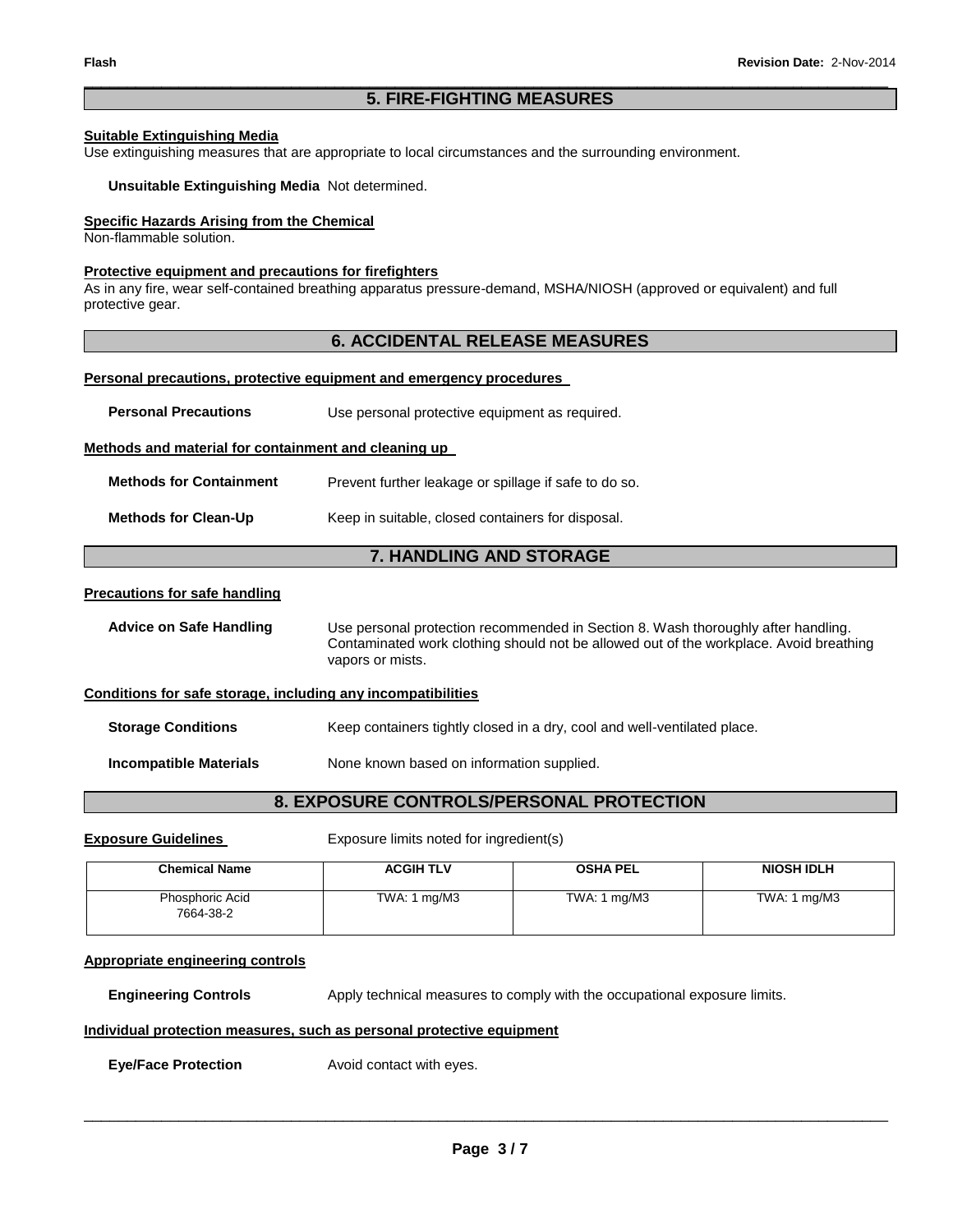## 5. FIRE-FIGHTING MEASURES

### Suitable Extinguishing Media

Use extinguishing measures that are appropriate to local circumstances and the surrounding environment.

**Unsuitable Extinguishing Media** Not determined.

### Specific Hazards Arising from the Chemical

Non-flammable solution.

### Protective equipment and precautions for firefighters

As in any fire, wear self-contained breathing apparatus pressure-demand, MSHA/NIOSH (approved or equivalent) and full protective gear.

## 6. ACCIDENTAL RELEASE MEASURES

### Personal precautions, protective equipment and emergency procedures

**Personal Precautions** Use personal protective equipment as required.

### Methods and material for containment and cleaning up

**Methods for Containment** Prevent further leakage or spillage if safe to do so.

**Methods for Clean-Up** Keep in suitable, closed containers for disposal.

## 7. HANDLING AND STORAGE

### Precautions for safe handling

**Advice on Safe Handling** Use personal protection recommended in Section 8. Wash thoroughly after handling. Contaminated work clothing should not be allowed out of the workplace. Avoid breathing vapors or mists.

### Conditions for safe storage, including any incompatibilities

**Storage Conditions** Keep containers tightly closed in a dry, cool and well-ventilated place.

**Incompatible Materials** None known based on information supplied.

## 8. EXPOSURE CONTROLS/PERSONAL PROTECTION

**Exposure Guidelines** Exposure limits noted for ingredient(s)

| Chemical Name | ACGIH TLV | OSHA PEL | NIOSH IDLH |
|---|---|---|---|
| Phosphoric Acid 7664-38-2 | TWA: 1 mg/M3 | TWA: 1 mg/M3 | TWA: 1 mg/M3 |

### Appropriate engineering controls

**Engineering Controls** Apply technical measures to comply with the occupational exposure limits.

### Individual protection measures, such as personal protective equipment

**Eye/Face Protection** Avoid contact with eyes.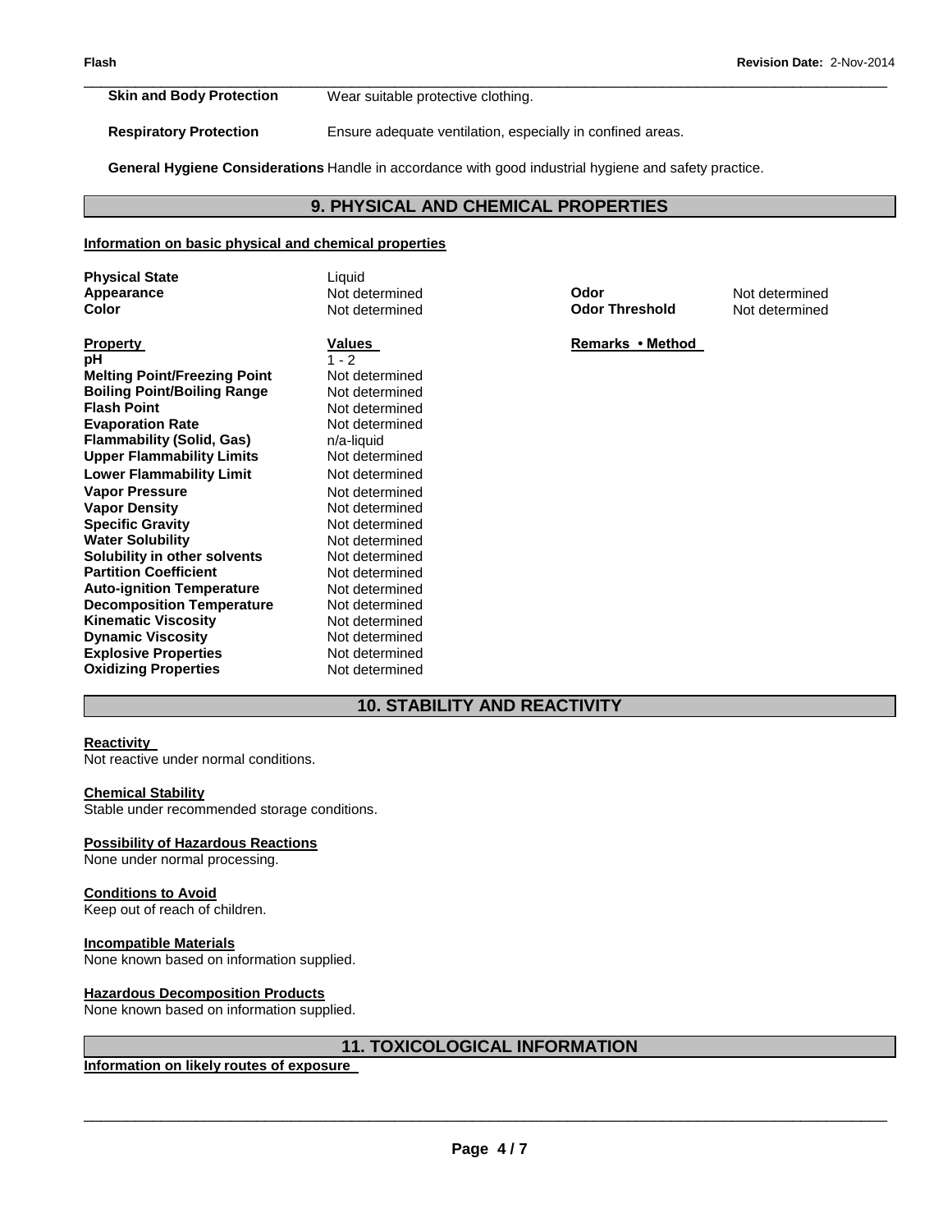| | |
|---|---|
| **Skin and Body Protection** | Wear suitable protective clothing. |
| **Respiratory Protection** | Ensure adequate ventilation, especially in confined areas. |

**General Hygiene Considerations** Handle in accordance with good industrial hygiene and safety practice.

## 9. PHYSICAL AND CHEMICAL PROPERTIES

**Information on basic physical and chemical properties**

| | | | |
|---|---|---|---|
| **Physical State** | Liquid | | |
| **Appearance** | Not determined | **Odor** | Not determined |
| **Color** | Not determined | **Odor Threshold** | Not determined |

| **Property** | **Values** | **Remarks • Method** |
|---|---|---|
| **pH** | 1 - 2 | |
| **Melting Point/Freezing Point** | Not determined | |
| **Boiling Point/Boiling Range** | Not determined | |
| **Flash Point** | Not determined | |
| **Evaporation Rate** | Not determined | |
| **Flammability (Solid, Gas)** | n/a-liquid | |
| **Upper Flammability Limits** | Not determined | |
| **Lower Flammability Limit** | Not determined | |
| **Vapor Pressure** | Not determined | |
| **Vapor Density** | Not determined | |
| **Specific Gravity** | Not determined | |
| **Water Solubility** | Not determined | |
| **Solubility in other solvents** | Not determined | |
| **Partition Coefficient** | Not determined | |
| **Auto-ignition Temperature** | Not determined | |
| **Decomposition Temperature** | Not determined | |
| **Kinematic Viscosity** | Not determined | |
| **Dynamic Viscosity** | Not determined | |
| **Explosive Properties** | Not determined | |
| **Oxidizing Properties** | Not determined | |

## 10. STABILITY AND REACTIVITY

**Reactivity**

Not reactive under normal conditions.

**Chemical Stability**

Stable under recommended storage conditions.

**Possibility of Hazardous Reactions**

None under normal processing.

**Conditions to Avoid**

Keep out of reach of children.

**Incompatible Materials**

None known based on information supplied.

**Hazardous Decomposition Products**

None known based on information supplied.

## 11. TOXICOLOGICAL INFORMATION

**Information on likely routes of exposure**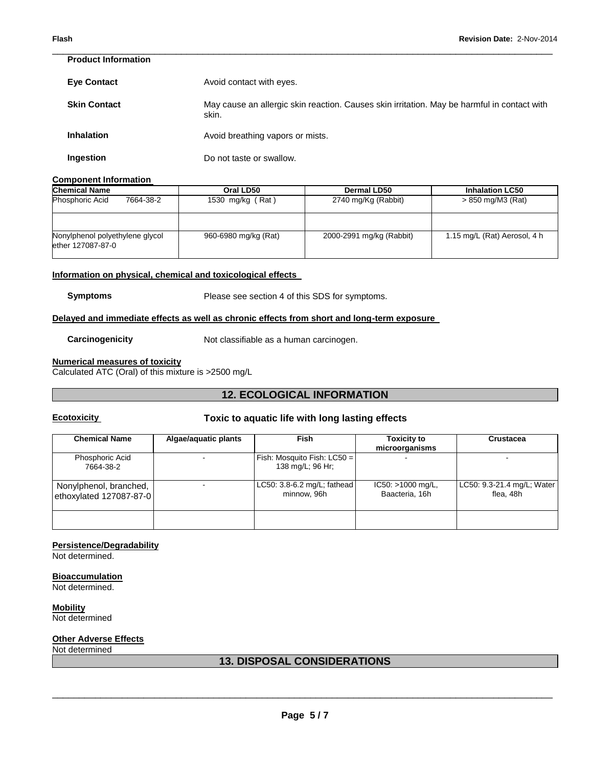**Product Information**

**Eye Contact** Avoid contact with eyes.

**Skin Contact** May cause an allergic skin reaction. Causes skin irritation. May be harmful in contact with skin.

**Inhalation** Avoid breathing vapors or mists.

**Ingestion** Do not taste or swallow.

**Component Information**

| Chemical Name | Oral LD50 | Dermal LD50 | Inhalation LC50 |
|---|---|---|---|
| Phosphoric Acid 7664-38-2 | 1530 mg/kg ( Rat ) | 2740 mg/Kg (Rabbit) | > 850 mg/M3 (Rat) |
| | | | |
| Nonylphenol polyethylene glycol ether 127087-87-0 | 960-6980 mg/kg (Rat) | 2000-2991 mg/kg (Rabbit) | 1.15 mg/L (Rat) Aerosol, 4 h |

**Information on physical, chemical and toxicological effects**

**Symptoms** Please see section 4 of this SDS for symptoms.

**Delayed and immediate effects as well as chronic effects from short and long-term exposure**

**Carcinogenicity** Not classifiable as a human carcinogen.

**Numerical measures of toxicity**
Calculated ATC (Oral) of this mixture is >2500 mg/L

## 12. ECOLOGICAL INFORMATION

**Ecotoxicity** **Toxic to aquatic life with long lasting effects**

| Chemical Name | Algae/aquatic plants | Fish | Toxicity to microorganisms | Crustacea |
|---|---|---|---|---|
| Phosphoric Acid 7664-38-2 | - | Fish: Mosquito Fish: LC50 = 138 mg/L; 96 Hr; | - | - |
| Nonylphenol, branched, ethoxylated 127087-87-0 | - | LC50: 3.8-6.2 mg/L; fathead minnow, 96h | IC50: >1000 mg/L, Baacteria, 16h | LC50: 9.3-21.4 mg/L; Water flea, 48h |
| | | | | |

**Persistence/Degradability**
Not determined.

**Bioaccumulation**
Not determined.

**Mobility**
Not determined

**Other Adverse Effects**
Not determined

## 13. DISPOSAL CONSIDERATIONS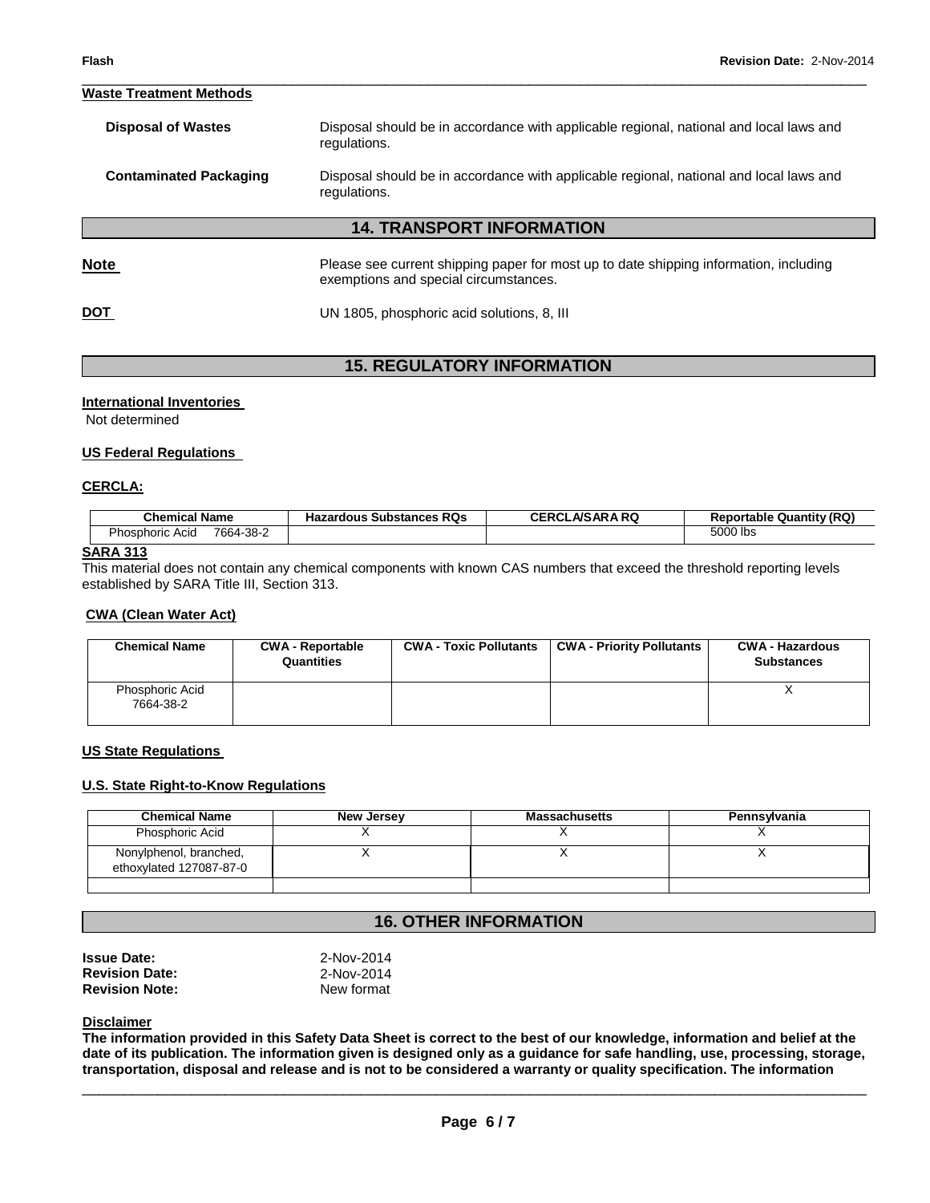**Waste Treatment Methods**

**Disposal of Wastes** — Disposal should be in accordance with applicable regional, national and local laws and regulations.

**Contaminated Packaging** — Disposal should be in accordance with applicable regional, national and local laws and regulations.

## 14. TRANSPORT INFORMATION

**Note** — Please see current shipping paper for most up to date shipping information, including exemptions and special circumstances.

**DOT** — UN 1805, phosphoric acid solutions, 8, III

## 15. REGULATORY INFORMATION

**International Inventories**

Not determined

**US Federal Regulations**

**CERCLA:**

| Chemical Name | Hazardous Substances RQs | CERCLA/SARA RQ | Reportable Quantity (RQ) |
|---|---|---|---|
| Phosphoric Acid 7664-38-2 | | | 5000 lbs |

**SARA 313**

This material does not contain any chemical components with known CAS numbers that exceed the threshold reporting levels established by SARA Title III, Section 313.

**CWA (Clean Water Act)**

| Chemical Name | CWA - Reportable Quantities | CWA - Toxic Pollutants | CWA - Priority Pollutants | CWA - Hazardous Substances |
|---|---|---|---|---|
| Phosphoric Acid 7664-38-2 | | | | X |

**US State Regulations**

**U.S. State Right-to-Know Regulations**

| Chemical Name | New Jersey | Massachusetts | Pennsylvania |
|---|---|---|---|
| Phosphoric Acid | X | X | X |
| Nonylphenol, branched, ethoxylated 127087-87-0 | X | X | X |
| | | | |

## 16. OTHER INFORMATION

**Issue Date:** 2-Nov-2014
**Revision Date:** 2-Nov-2014
**Revision Note:** New format

**Disclaimer**

**The information provided in this Safety Data Sheet is correct to the best of our knowledge, information and belief at the date of its publication. The information given is designed only as a guidance for safe handling, use, processing, storage, transportation, disposal and release and is not to be considered a warranty or quality specification. The information**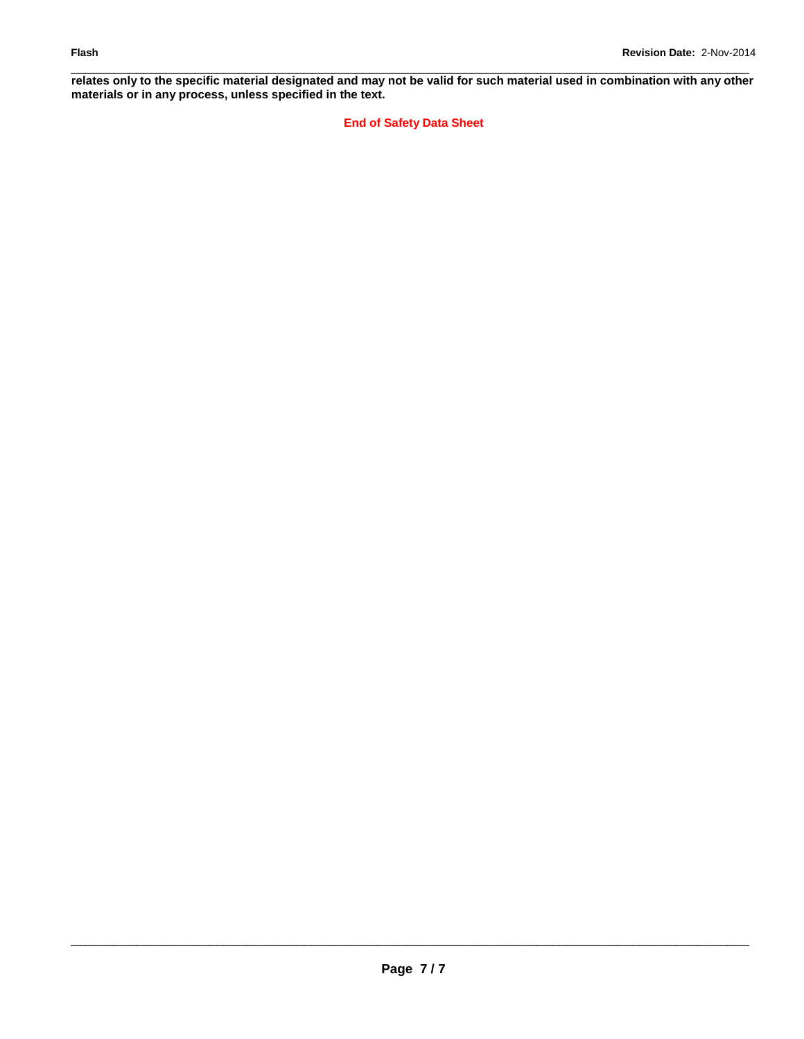**relates only to the specific material designated and may not be valid for such material used in combination with any other materials or in any process, unless specified in the text.**

**End of Safety Data Sheet**